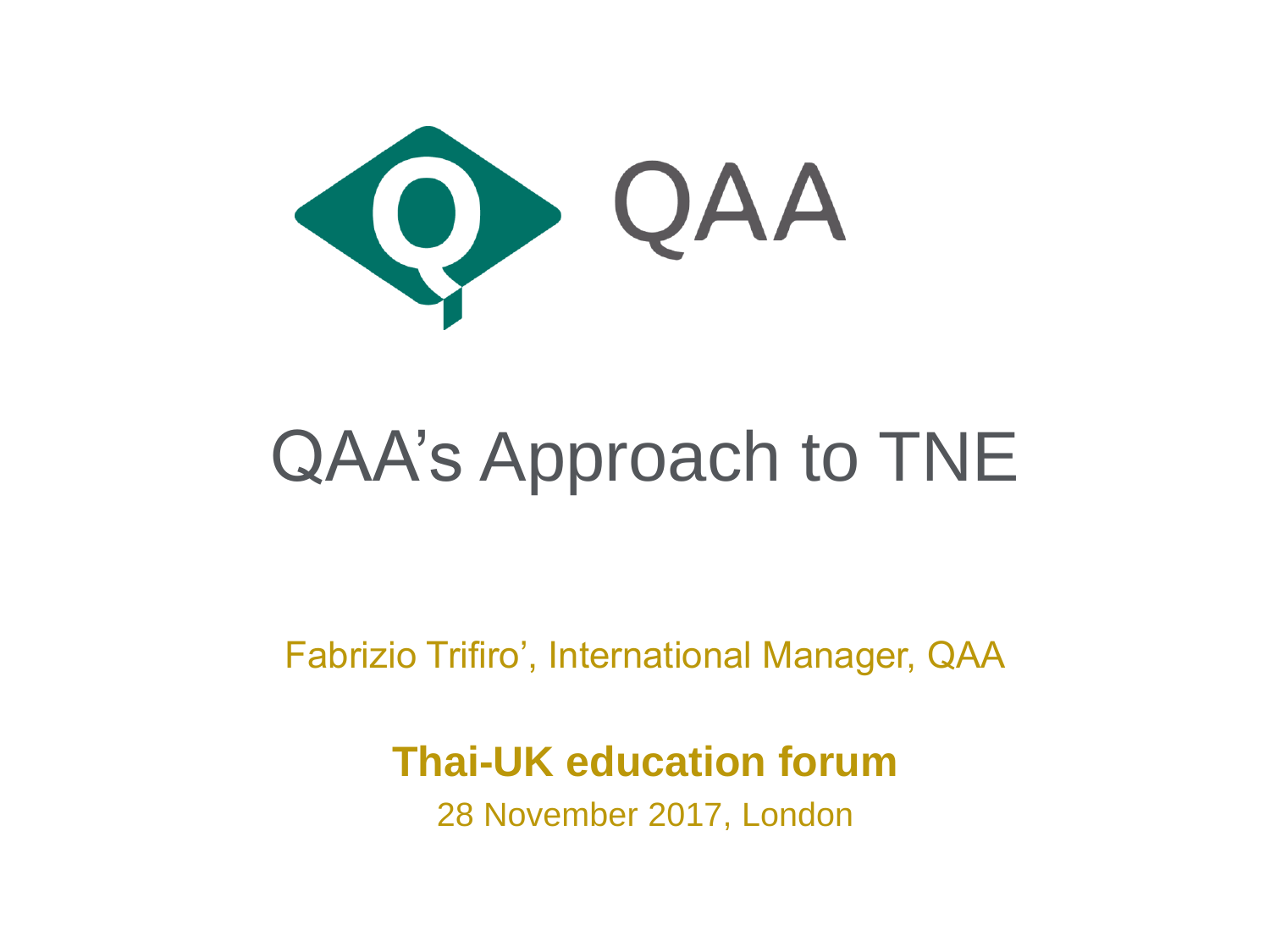QAA

# QAA's Approach to TNE

Fabrizio Trifiro', International Manager, QAA

**Thai-UK education forum**

28 November 2017, London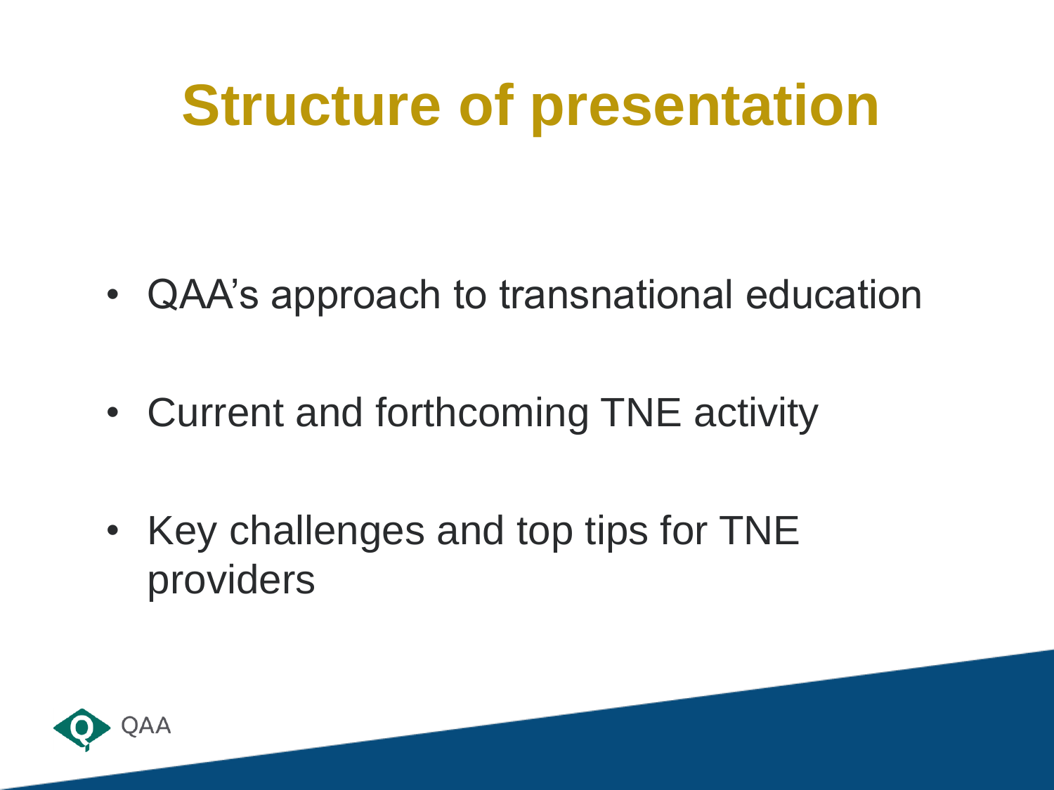# Structure of presentation

- QAA's approach to transnational education
- Current and forthcoming TNE activity
- Key challenges and top tips for TNE providers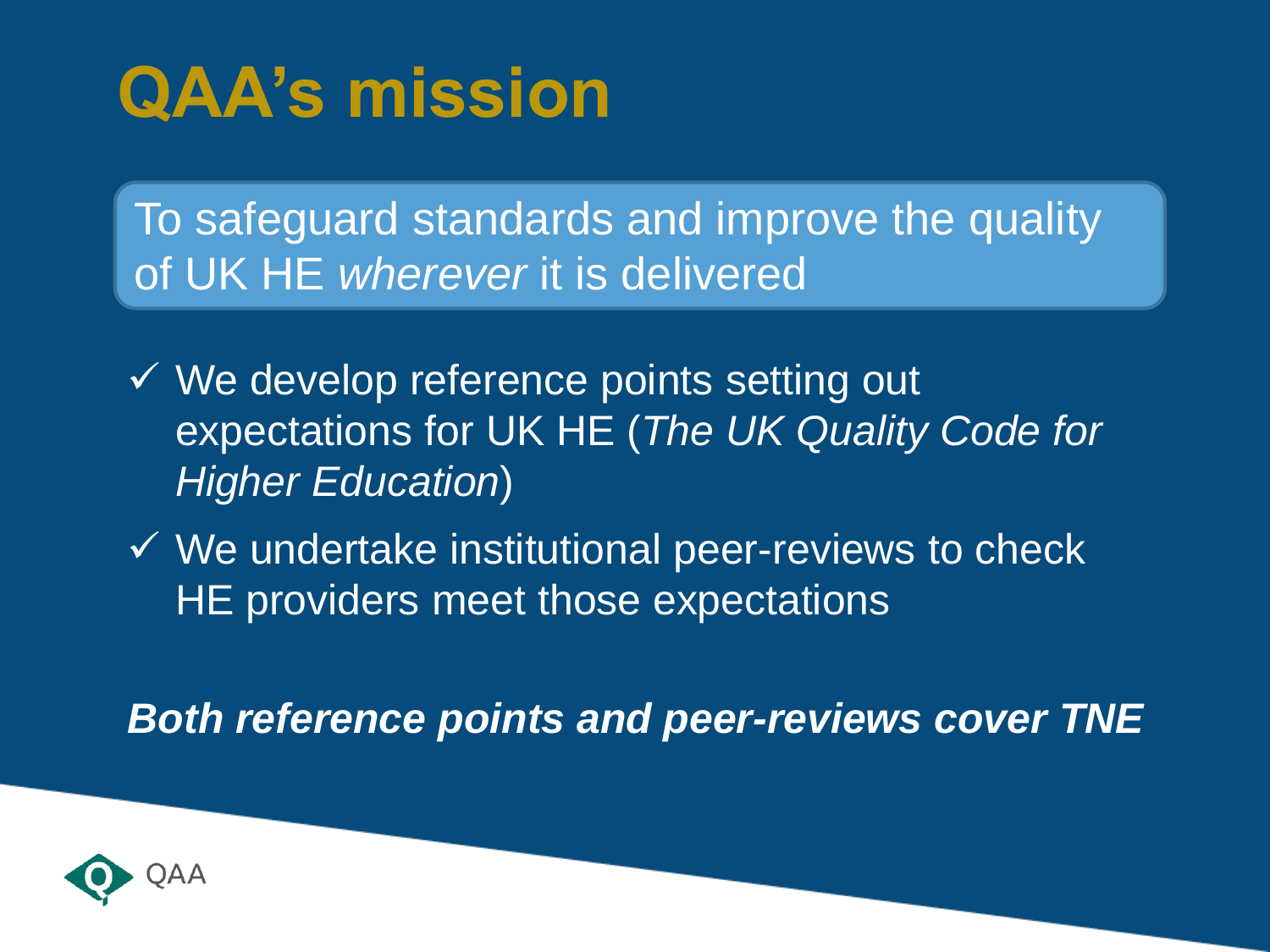# QAA's mission

To safeguard standards and improve the quality of UK HE *wherever* it is delivered

- ✓ We develop reference points setting out expectations for UK HE (*The UK Quality Code for Higher Education*)
- ✓ We undertake institutional peer-reviews to check HE providers meet those expectations

***Both reference points and peer-reviews cover TNE***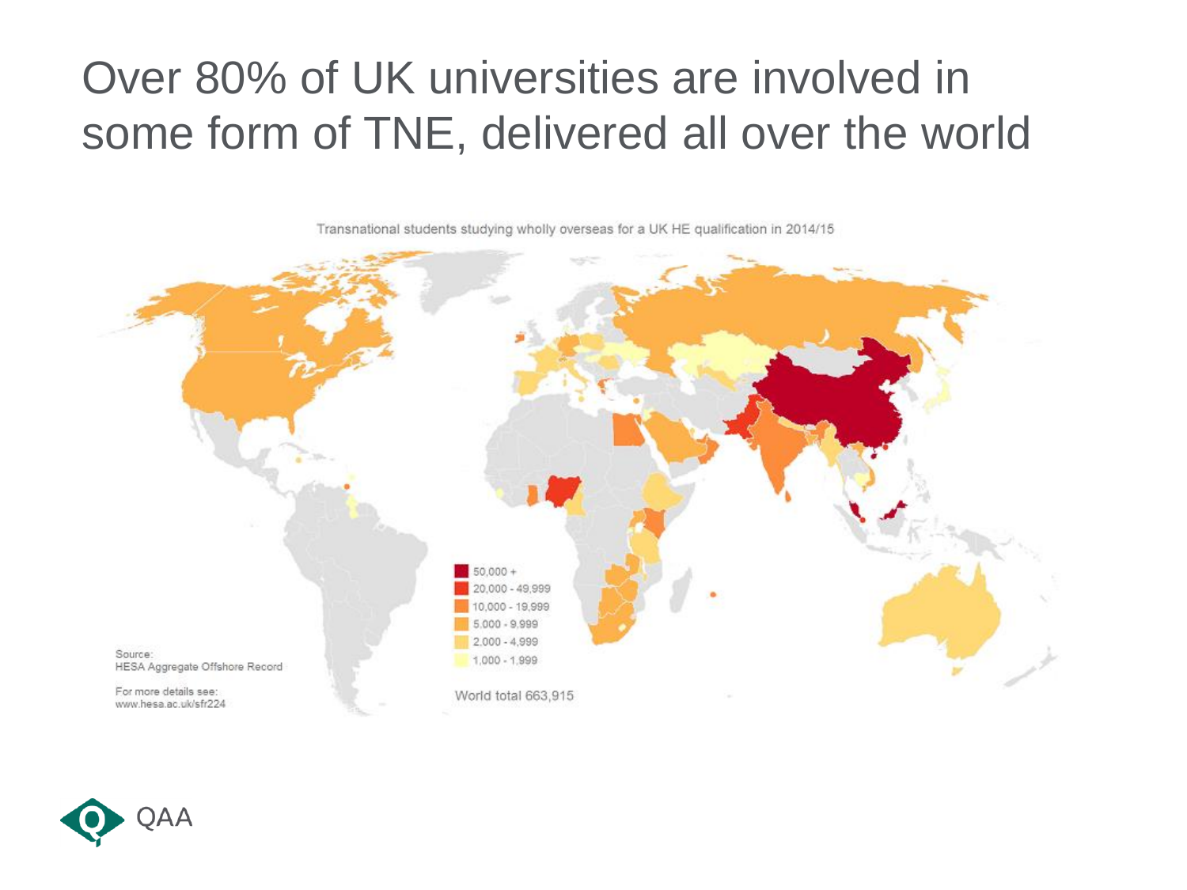# Over 80% of UK universities are involved in some form of TNE, delivered all over the world

Transnational students studying wholly overseas for a UK HE qualification in 2014/15

- 50,000 +
- 20,000 - 49,999
- 10,000 - 19,999
- 5,000 - 9,999
- 2,000 - 4,999
- 1,000 - 1,999

World total 663,915

Source:
HESA Aggregate Offshore Record

For more details see:
www.hesa.ac.uk/sfr224

QAA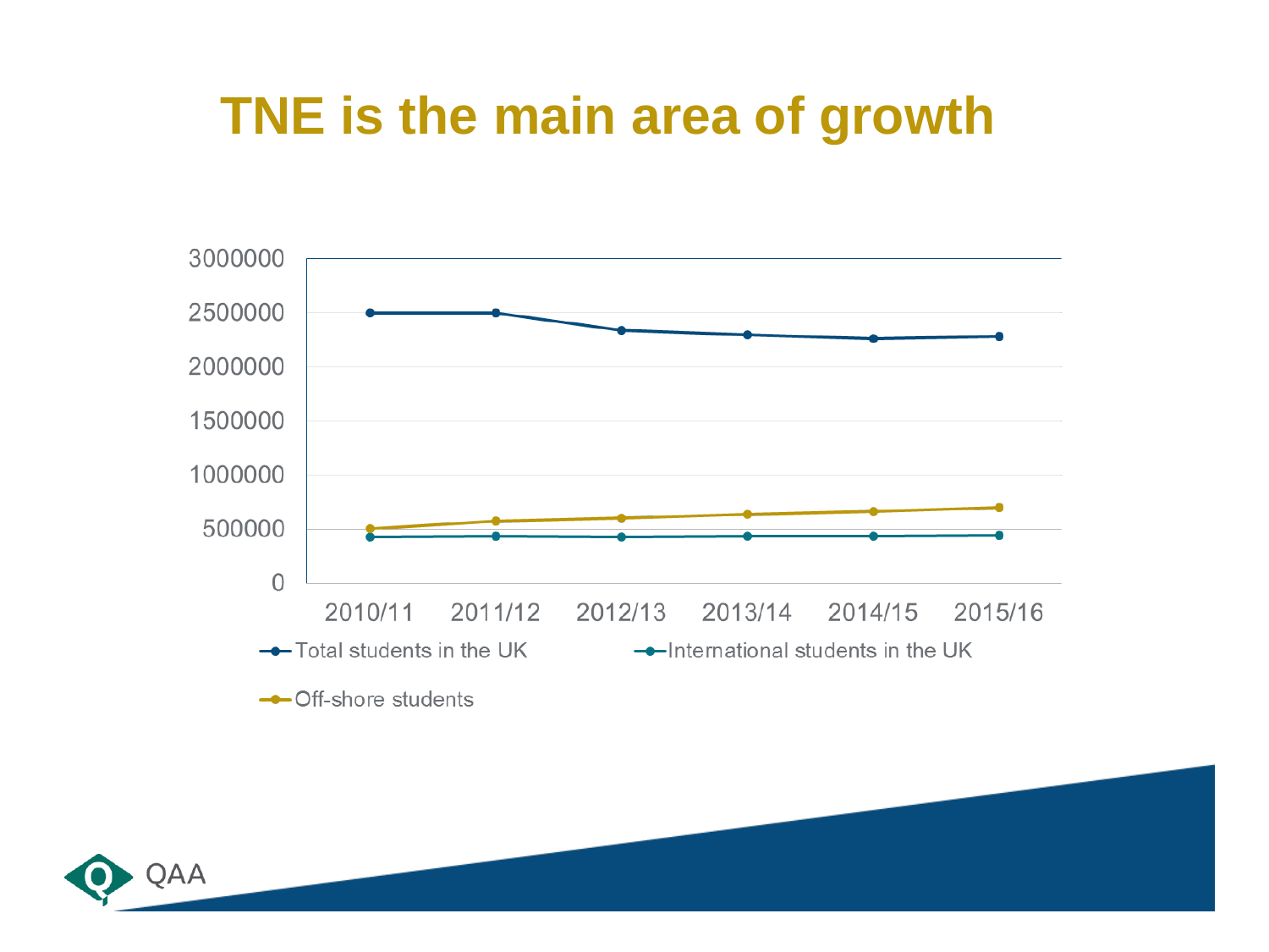# TNE is the main area of growth

| | 2010/11 | 2011/12 | 2012/13 | 2013/14 | 2014/15 | 2015/16 |
|---|---|---|---|---|---|---|
| Total students in the UK | ~2500000 | ~2500000 | ~2340000 | ~2300000 | ~2260000 | ~2280000 |
| International students in the UK | ~430000 | ~435000 | ~425000 | ~435000 | ~435000 | ~440000 |
| Off-shore students | ~505000 | ~570000 | ~600000 | ~635000 | ~665000 | ~700000 |

*Values are approximate readings from a line chart (y-axis 0 to 3000000).*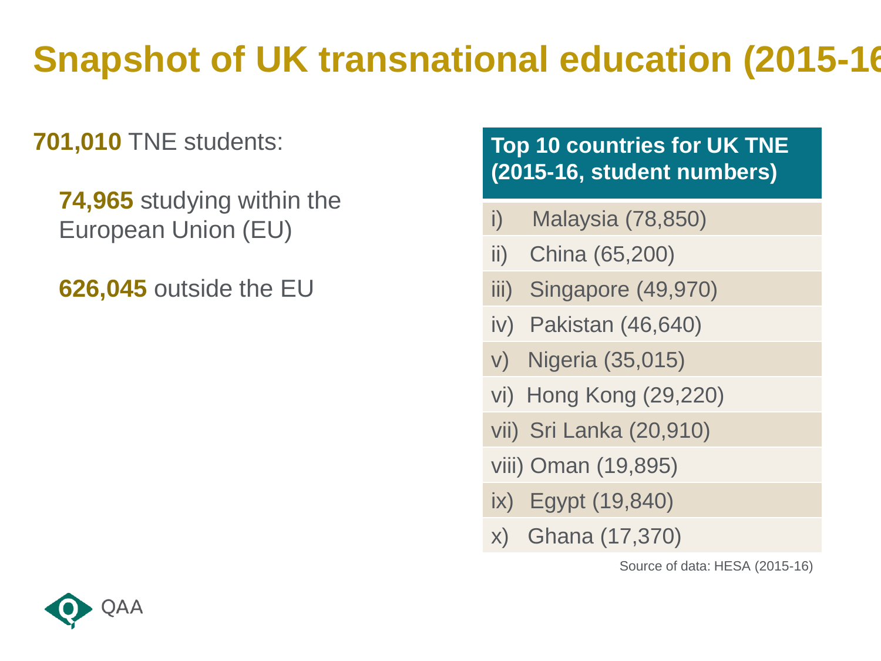# Snapshot of UK transnational education (2015-16)

**701,010** TNE students:

- **74,965** studying within the European Union (EU)
- **626,045** outside the EU

| Top 10 countries for UK TNE (2015-16, student numbers) |
|---|
| i) Malaysia (78,850) |
| ii) China (65,200) |
| iii) Singapore (49,970) |
| iv) Pakistan (46,640) |
| v) Nigeria (35,015) |
| vi) Hong Kong (29,220) |
| vii) Sri Lanka (20,910) |
| viii) Oman (19,895) |
| ix) Egypt (19,840) |
| x) Ghana (17,370) |

Source of data: HESA (2015-16)

QAA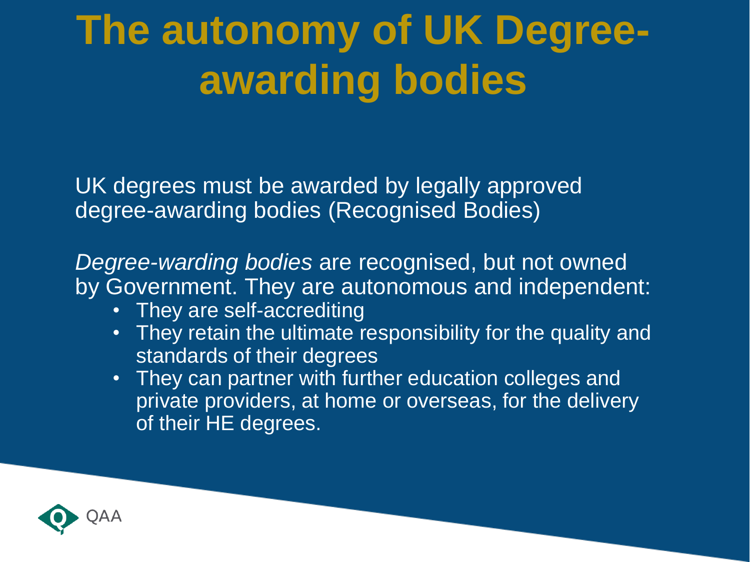# The autonomy of UK Degree-awarding bodies

UK degrees must be awarded by legally approved degree-awarding bodies (Recognised Bodies)

*Degree-warding bodies* are recognised, but not owned by Government. They are autonomous and independent:

- They are self-accrediting
- They retain the ultimate responsibility for the quality and standards of their degrees
- They can partner with further education colleges and private providers, at home or overseas, for the delivery of their HE degrees.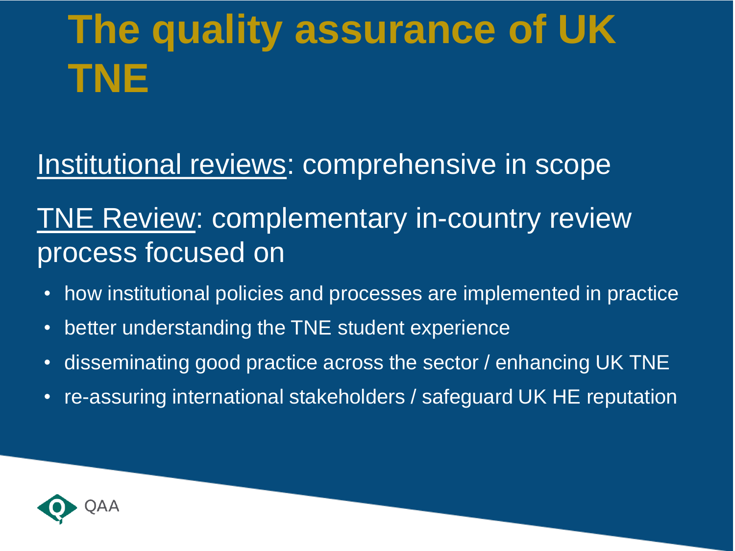# The quality assurance of UK TNE

Institutional reviews: comprehensive in scope

TNE Review: complementary in-country review process focused on

- how institutional policies and processes are implemented in practice
- better understanding the TNE student experience
- disseminating good practice across the sector / enhancing UK TNE
- re-assuring international stakeholders / safeguard UK HE reputation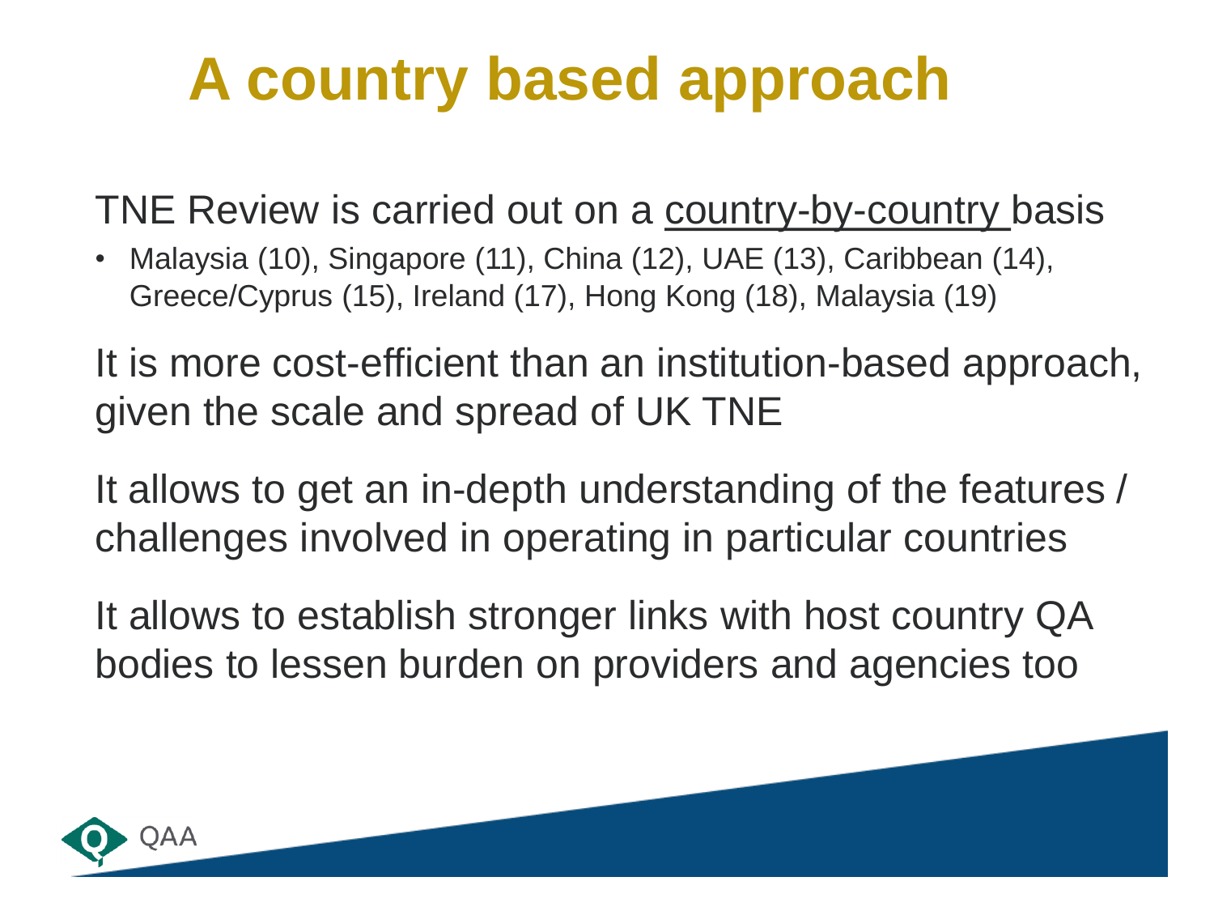# A country based approach

TNE Review is carried out on a <u>country-by-country</u> basis

- Malaysia (10), Singapore (11), China (12), UAE (13), Caribbean (14), Greece/Cyprus (15), Ireland (17), Hong Kong (18), Malaysia (19)

It is more cost-efficient than an institution-based approach, given the scale and spread of UK TNE

It allows to get an in-depth understanding of the features / challenges involved in operating in particular countries

It allows to establish stronger links with host country QA bodies to lessen burden on providers and agencies too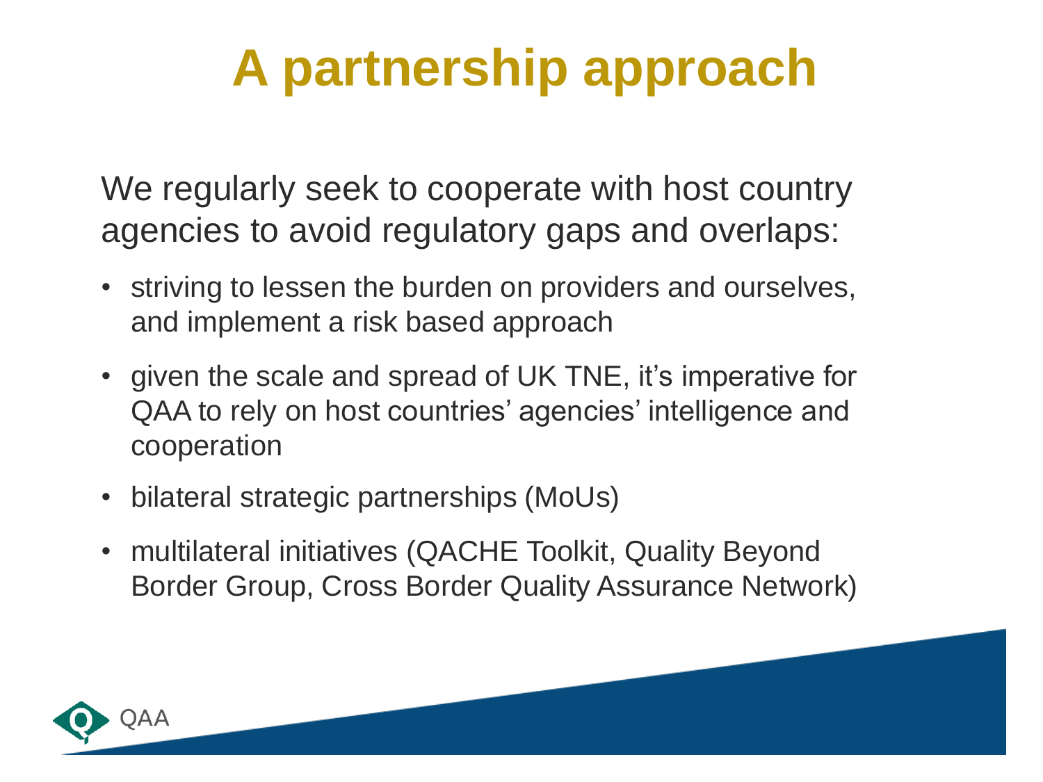# A partnership approach

We regularly seek to cooperate with host country agencies to avoid regulatory gaps and overlaps:

- striving to lessen the burden on providers and ourselves, and implement a risk based approach
- given the scale and spread of UK TNE, it's imperative for QAA to rely on host countries' agencies' intelligence and cooperation
- bilateral strategic partnerships (MoUs)
- multilateral initiatives (QACHE Toolkit, Quality Beyond Border Group, Cross Border Quality Assurance Network)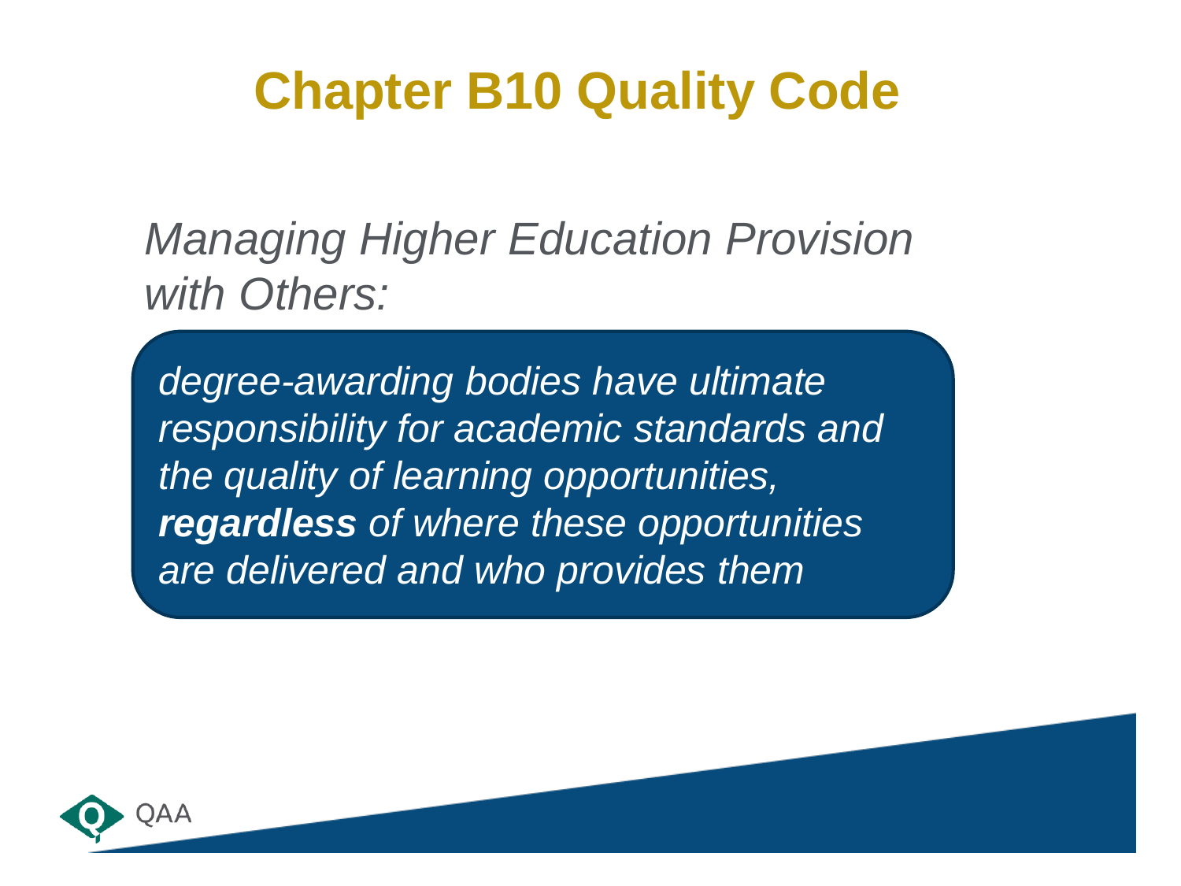# Chapter B10 Quality Code

*Managing Higher Education Provision with Others:*

*degree-awarding bodies have ultimate responsibility for academic standards and the quality of learning opportunities,* ***regardless*** *of where these opportunities are delivered and who provides them*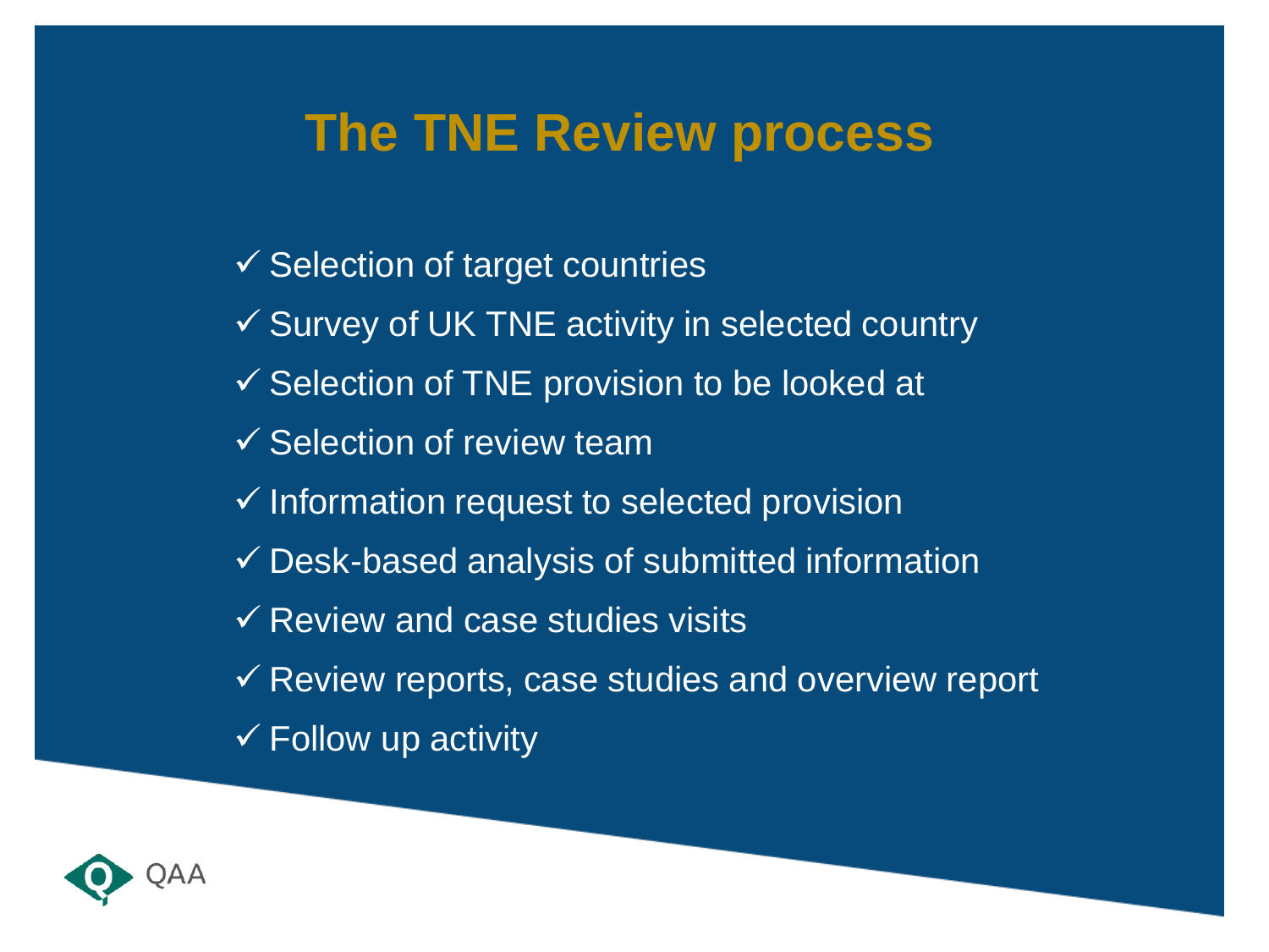# The TNE Review process

- ✓ Selection of target countries
- ✓ Survey of UK TNE activity in selected country
- ✓ Selection of TNE provision to be looked at
- ✓ Selection of review team
- ✓ Information request to selected provision
- ✓ Desk-based analysis of submitted information
- ✓ Review and case studies visits
- ✓ Review reports, case studies and overview report
- ✓ Follow up activity

QAA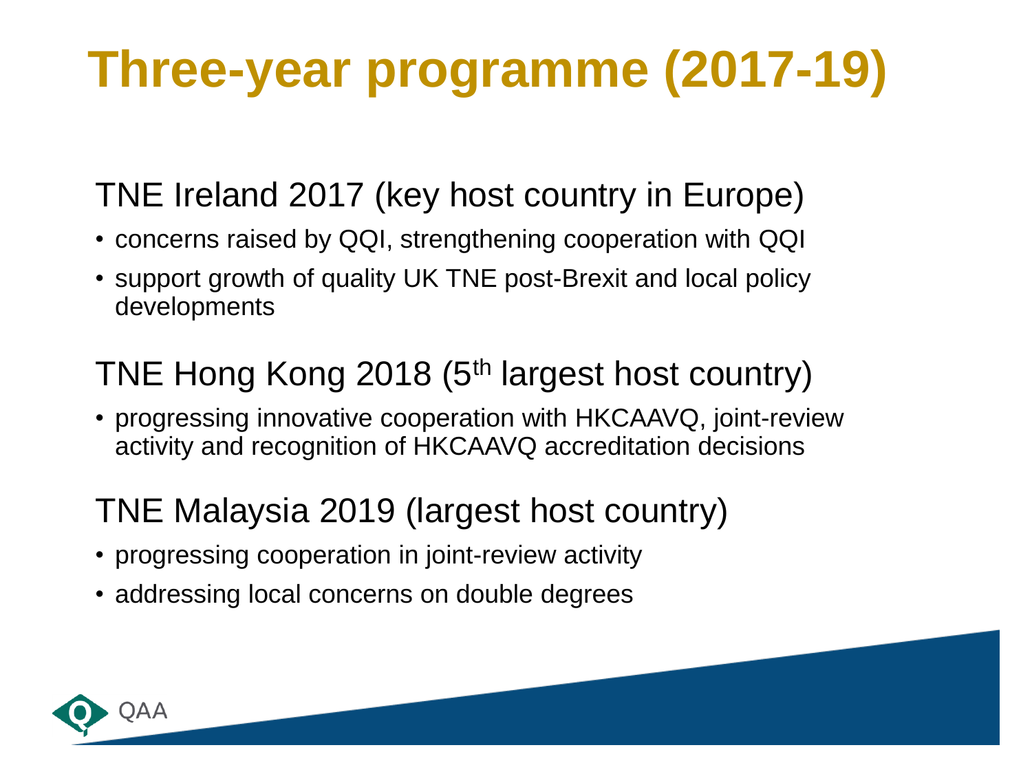# Three-year programme (2017-19)

## TNE Ireland 2017 (key host country in Europe)

- concerns raised by QQI, strengthening cooperation with QQI
- support growth of quality UK TNE post-Brexit and local policy developments

## TNE Hong Kong 2018 (5th largest host country)

- progressing innovative cooperation with HKCAAVQ, joint-review activity and recognition of HKCAAVQ accreditation decisions

## TNE Malaysia 2019 (largest host country)

- progressing cooperation in joint-review activity
- addressing local concerns on double degrees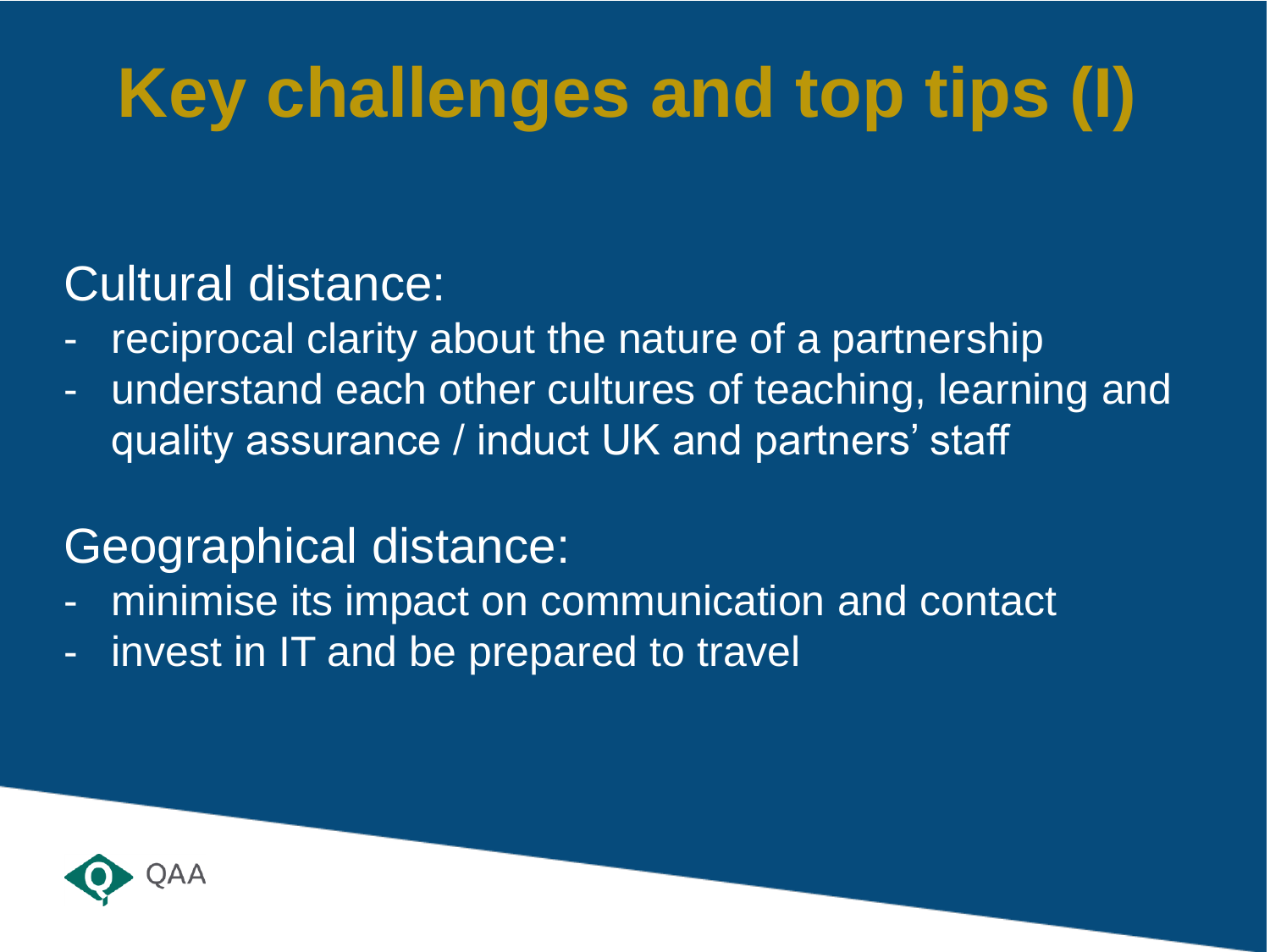# Key challenges and top tips (I)

Cultural distance:

- reciprocal clarity about the nature of a partnership
- understand each other cultures of teaching, learning and quality assurance / induct UK and partners' staff

Geographical distance:

- minimise its impact on communication and contact
- invest in IT and be prepared to travel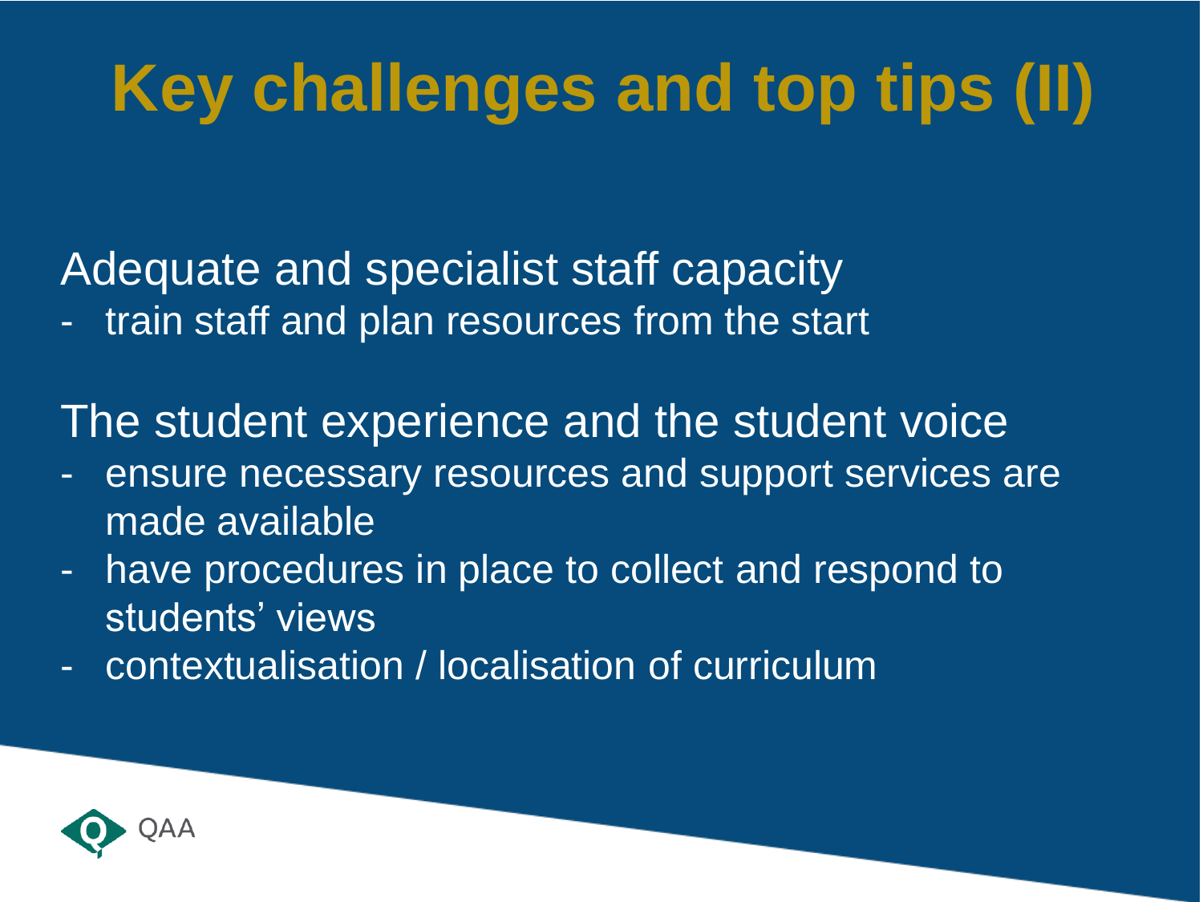# Key challenges and top tips (II)

Adequate and specialist staff capacity

- train staff and plan resources from the start

The student experience and the student voice

- ensure necessary resources and support services are made available
- have procedures in place to collect and respond to students' views
- contextualisation / localisation of curriculum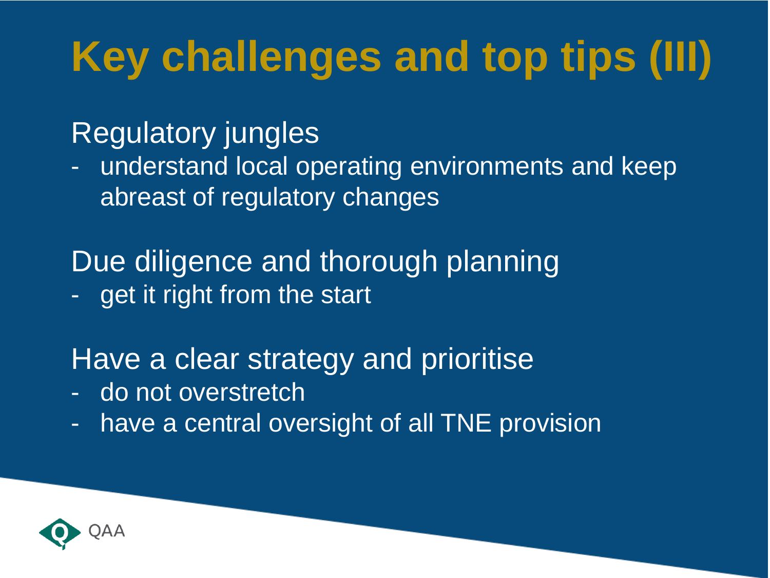# Key challenges and top tips (III)

Regulatory jungles

- understand local operating environments and keep abreast of regulatory changes

Due diligence and thorough planning

- get it right from the start

Have a clear strategy and prioritise

- do not overstretch
- have a central oversight of all TNE provision

QAA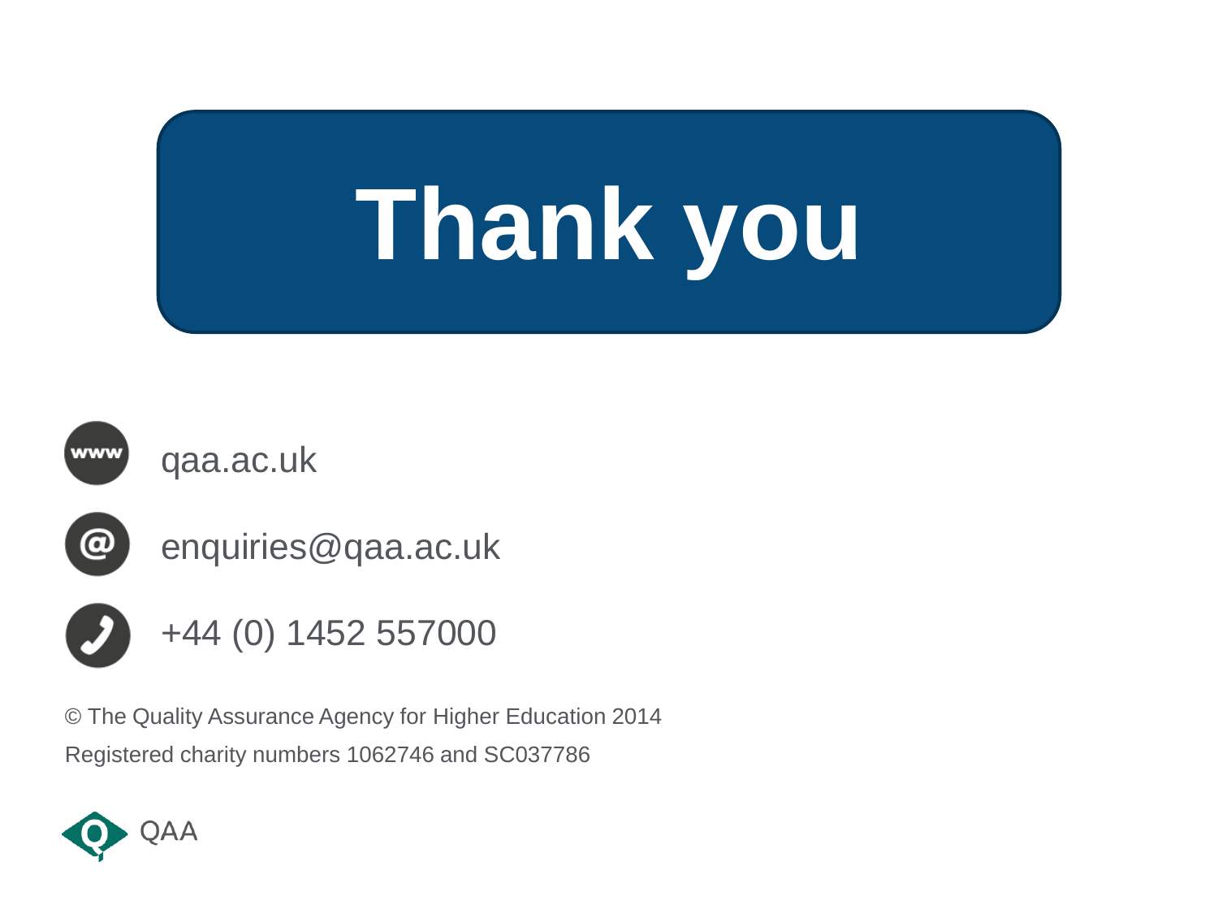# Thank you

qaa.ac.uk

enquiries@qaa.ac.uk

+44 (0) 1452 557000

© The Quality Assurance Agency for Higher Education 2014

Registered charity numbers 1062746 and SC037786

QAA